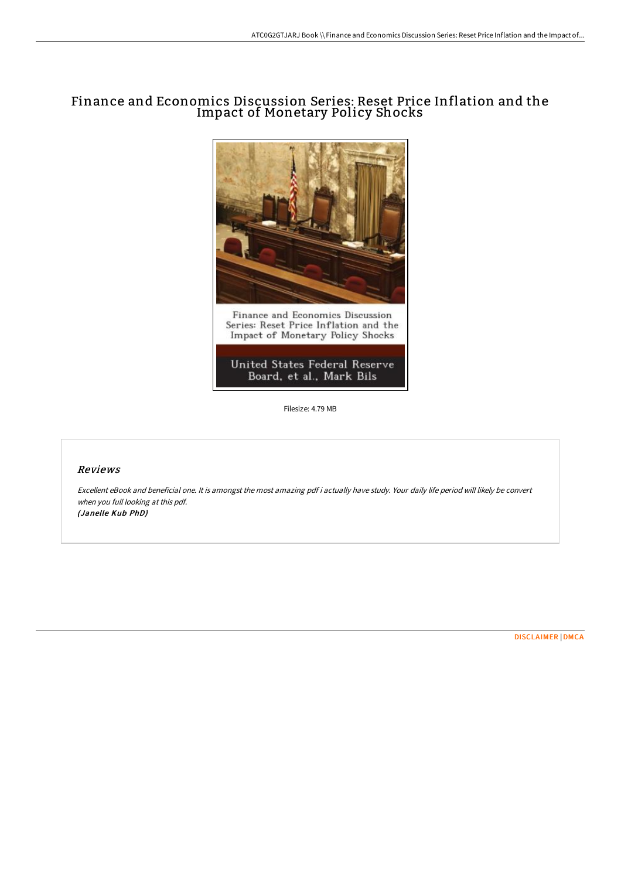# Finance and Economics Discussion Series: Reset Price Inflation and the Impact of Monetary Policy Shocks

Finance and Economics Discussion Series: Reset Price Inflation and the Impact of Monetary Policy Shocks

United States Federal Reserve Board, et al., Mark Bils

Filesize: 4.79 MB

## *Reviews*

*Excellent eBook and beneficial one. It is amongst the most amazing pdf i actually have study. Your daily life period will likely be convert when you full looking at this pdf.*
***(Janelle Kub PhD)***

DISCLAIMER | DMCA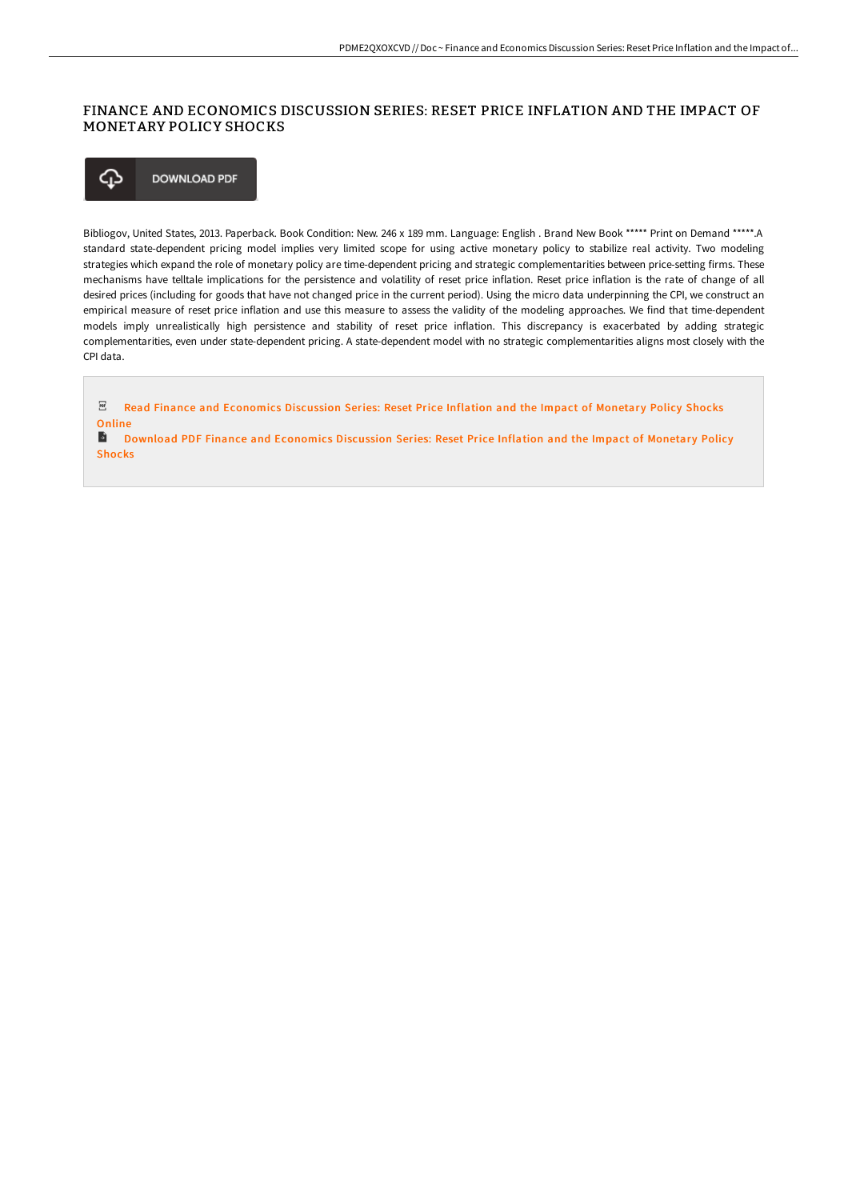# FINANCE AND ECONOMICS DISCUSSION SERIES: RESET PRICE INFLATION AND THE IMPACT OF MONETARY POLICY SHOCKS

DOWNLOAD PDF

Bibliogov, United States, 2013. Paperback. Book Condition: New. 246 x 189 mm. Language: English . Brand New Book ***** Print on Demand *****.A standard state-dependent pricing model implies very limited scope for using active monetary policy to stabilize real activity. Two modeling strategies which expand the role of monetary policy are time-dependent pricing and strategic complementarities between price-setting firms. These mechanisms have telltale implications for the persistence and volatility of reset price inflation. Reset price inflation is the rate of change of all desired prices (including for goods that have not changed price in the current period). Using the micro data underpinning the CPI, we construct an empirical measure of reset price inflation and use this measure to assess the validity of the modeling approaches. We find that time-dependent models imply unrealistically high persistence and stability of reset price inflation. This discrepancy is exacerbated by adding strategic complementarities, even under state-dependent pricing. A state-dependent model with no strategic complementarities aligns most closely with the CPI data.

Read Finance and Economics Discussion Series: Reset Price Inflation and the Impact of Monetary Policy Shocks Online

Download PDF Finance and Economics Discussion Series: Reset Price Inflation and the Impact of Monetary Policy Shocks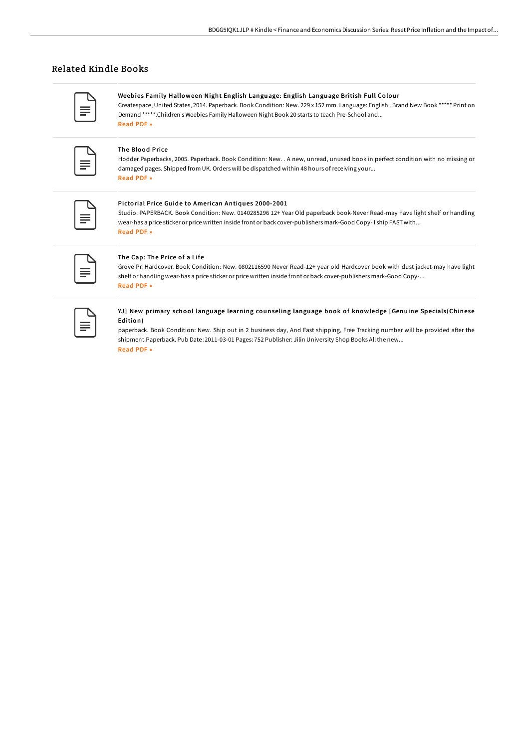## Related Kindle Books

### Weebies Family Halloween Night English Language: English Language British Full Colour

Createspace, United States, 2014. Paperback. Book Condition: New. 229 x 152 mm. Language: English . Brand New Book ***** Print on Demand *****.Children s Weebies Family Halloween Night Book 20 starts to teach Pre-School and...

Read PDF »

### The Blood Price

Hodder Paperbacks, 2005. Paperback. Book Condition: New. . A new, unread, unused book in perfect condition with no missing or damaged pages. Shipped from UK. Orders will be dispatched within 48 hours of receiving your...

Read PDF »

### Pictorial Price Guide to American Antiques 2000-2001

Studio. PAPERBACK. Book Condition: New. 0140285296 12+ Year Old paperback book-Never Read-may have light shelf or handling wear-has a price sticker or price written inside front or back cover-publishers mark-Good Copy- I ship FAST with...

Read PDF »

### The Cap: The Price of a Life

Grove Pr. Hardcover. Book Condition: New. 0802116590 Never Read-12+ year old Hardcover book with dust jacket-may have light shelf or handling wear-has a price sticker or price written inside front or back cover-publishers mark-Good Copy-...

Read PDF »

### YJ] New primary school language learning counseling language book of knowledge [Genuine Specials(Chinese Edition)

paperback. Book Condition: New. Ship out in 2 business day, And Fast shipping, Free Tracking number will be provided after the shipment.Paperback. Pub Date :2011-03-01 Pages: 752 Publisher: Jilin University Shop Books All the new...

Read PDF »